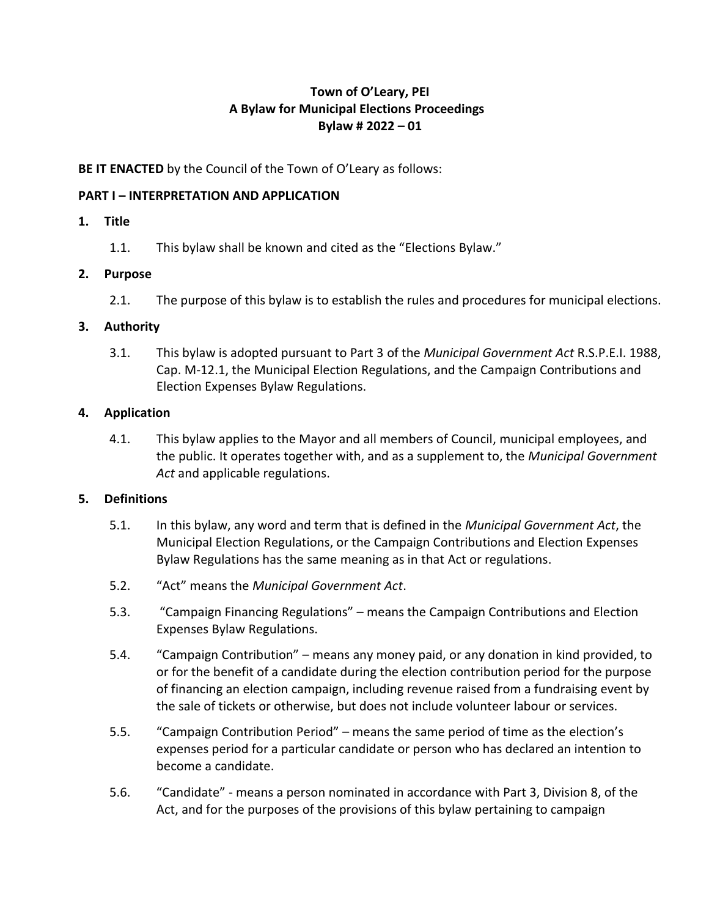**Town of O'Leary, PEI**
**A Bylaw for Municipal Elections Proceedings**
**Bylaw # 2022 – 01**

**BE IT ENACTED** by the Council of the Town of O'Leary as follows:

**PART I – INTERPRETATION AND APPLICATION**

**1. Title**

1.1. This bylaw shall be known and cited as the "Elections Bylaw."

**2. Purpose**

2.1. The purpose of this bylaw is to establish the rules and procedures for municipal elections.

**3. Authority**

3.1. This bylaw is adopted pursuant to Part 3 of the *Municipal Government Act* R.S.P.E.I. 1988, Cap. M-12.1, the Municipal Election Regulations, and the Campaign Contributions and Election Expenses Bylaw Regulations.

**4. Application**

4.1. This bylaw applies to the Mayor and all members of Council, municipal employees, and the public. It operates together with, and as a supplement to, the *Municipal Government Act* and applicable regulations.

**5. Definitions**

5.1. In this bylaw, any word and term that is defined in the *Municipal Government Act*, the Municipal Election Regulations, or the Campaign Contributions and Election Expenses Bylaw Regulations has the same meaning as in that Act or regulations.

5.2. "Act" means the *Municipal Government Act*.

5.3. "Campaign Financing Regulations" – means the Campaign Contributions and Election Expenses Bylaw Regulations.

5.4. "Campaign Contribution" – means any money paid, or any donation in kind provided, to or for the benefit of a candidate during the election contribution period for the purpose of financing an election campaign, including revenue raised from a fundraising event by the sale of tickets or otherwise, but does not include volunteer labour or services.

5.5. "Campaign Contribution Period" – means the same period of time as the election's expenses period for a particular candidate or person who has declared an intention to become a candidate.

5.6. "Candidate" - means a person nominated in accordance with Part 3, Division 8, of the Act, and for the purposes of the provisions of this bylaw pertaining to campaign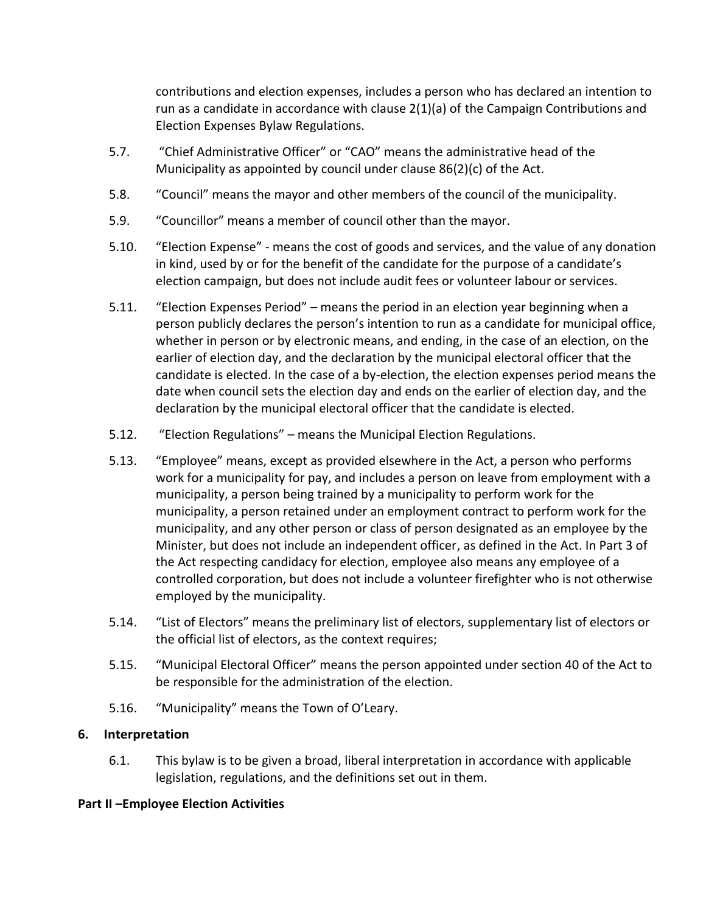contributions and election expenses, includes a person who has declared an intention to run as a candidate in accordance with clause 2(1)(a) of the Campaign Contributions and Election Expenses Bylaw Regulations.

5.7. "Chief Administrative Officer" or "CAO" means the administrative head of the Municipality as appointed by council under clause 86(2)(c) of the Act.

5.8. "Council" means the mayor and other members of the council of the municipality.

5.9. "Councillor" means a member of council other than the mayor.

5.10. "Election Expense" - means the cost of goods and services, and the value of any donation in kind, used by or for the benefit of the candidate for the purpose of a candidate's election campaign, but does not include audit fees or volunteer labour or services.

5.11. "Election Expenses Period" – means the period in an election year beginning when a person publicly declares the person's intention to run as a candidate for municipal office, whether in person or by electronic means, and ending, in the case of an election, on the earlier of election day, and the declaration by the municipal electoral officer that the candidate is elected. In the case of a by-election, the election expenses period means the date when council sets the election day and ends on the earlier of election day, and the declaration by the municipal electoral officer that the candidate is elected.

5.12. "Election Regulations" – means the Municipal Election Regulations.

5.13. "Employee" means, except as provided elsewhere in the Act, a person who performs work for a municipality for pay, and includes a person on leave from employment with a municipality, a person being trained by a municipality to perform work for the municipality, a person retained under an employment contract to perform work for the municipality, and any other person or class of person designated as an employee by the Minister, but does not include an independent officer, as defined in the Act. In Part 3 of the Act respecting candidacy for election, employee also means any employee of a controlled corporation, but does not include a volunteer firefighter who is not otherwise employed by the municipality.

5.14. "List of Electors" means the preliminary list of electors, supplementary list of electors or the official list of electors, as the context requires;

5.15. "Municipal Electoral Officer" means the person appointed under section 40 of the Act to be responsible for the administration of the election.

5.16. "Municipality" means the Town of O'Leary.

## 6. Interpretation

6.1. This bylaw is to be given a broad, liberal interpretation in accordance with applicable legislation, regulations, and the definitions set out in them.

## Part II –Employee Election Activities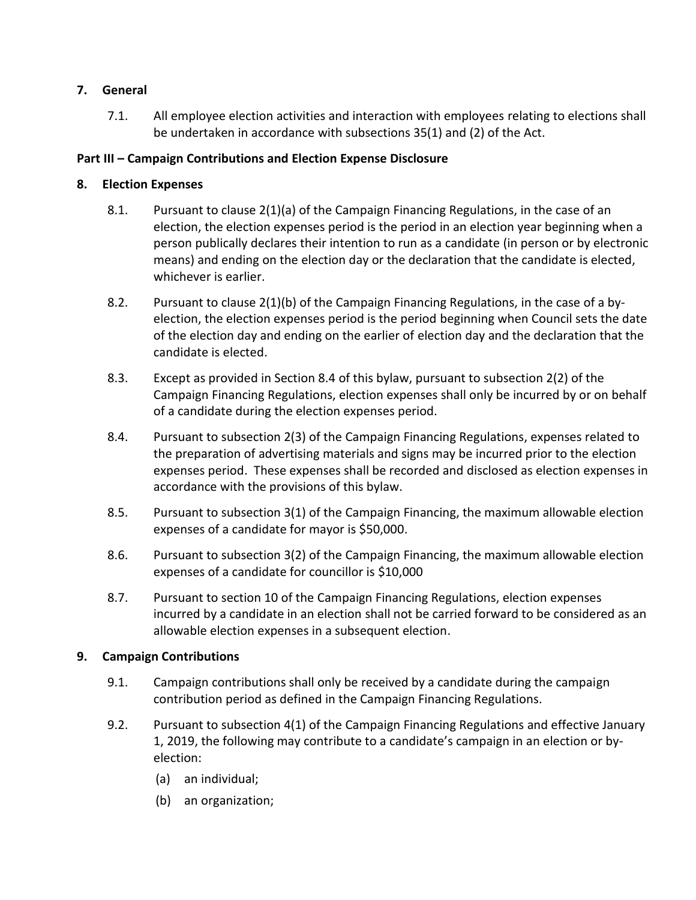## 7. General

7.1. All employee election activities and interaction with employees relating to elections shall be undertaken in accordance with subsections 35(1) and (2) of the Act.

## Part III – Campaign Contributions and Election Expense Disclosure

## 8. Election Expenses

8.1. Pursuant to clause 2(1)(a) of the Campaign Financing Regulations, in the case of an election, the election expenses period is the period in an election year beginning when a person publically declares their intention to run as a candidate (in person or by electronic means) and ending on the election day or the declaration that the candidate is elected, whichever is earlier.

8.2. Pursuant to clause 2(1)(b) of the Campaign Financing Regulations, in the case of a by-election, the election expenses period is the period beginning when Council sets the date of the election day and ending on the earlier of election day and the declaration that the candidate is elected.

8.3. Except as provided in Section 8.4 of this bylaw, pursuant to subsection 2(2) of the Campaign Financing Regulations, election expenses shall only be incurred by or on behalf of a candidate during the election expenses period.

8.4. Pursuant to subsection 2(3) of the Campaign Financing Regulations, expenses related to the preparation of advertising materials and signs may be incurred prior to the election expenses period. These expenses shall be recorded and disclosed as election expenses in accordance with the provisions of this bylaw.

8.5. Pursuant to subsection 3(1) of the Campaign Financing, the maximum allowable election expenses of a candidate for mayor is $50,000.

8.6. Pursuant to subsection 3(2) of the Campaign Financing, the maximum allowable election expenses of a candidate for councillor is $10,000

8.7. Pursuant to section 10 of the Campaign Financing Regulations, election expenses incurred by a candidate in an election shall not be carried forward to be considered as an allowable election expenses in a subsequent election.

## 9. Campaign Contributions

9.1. Campaign contributions shall only be received by a candidate during the campaign contribution period as defined in the Campaign Financing Regulations.

9.2. Pursuant to subsection 4(1) of the Campaign Financing Regulations and effective January 1, 2019, the following may contribute to a candidate's campaign in an election or by-election:

(a) an individual;

(b) an organization;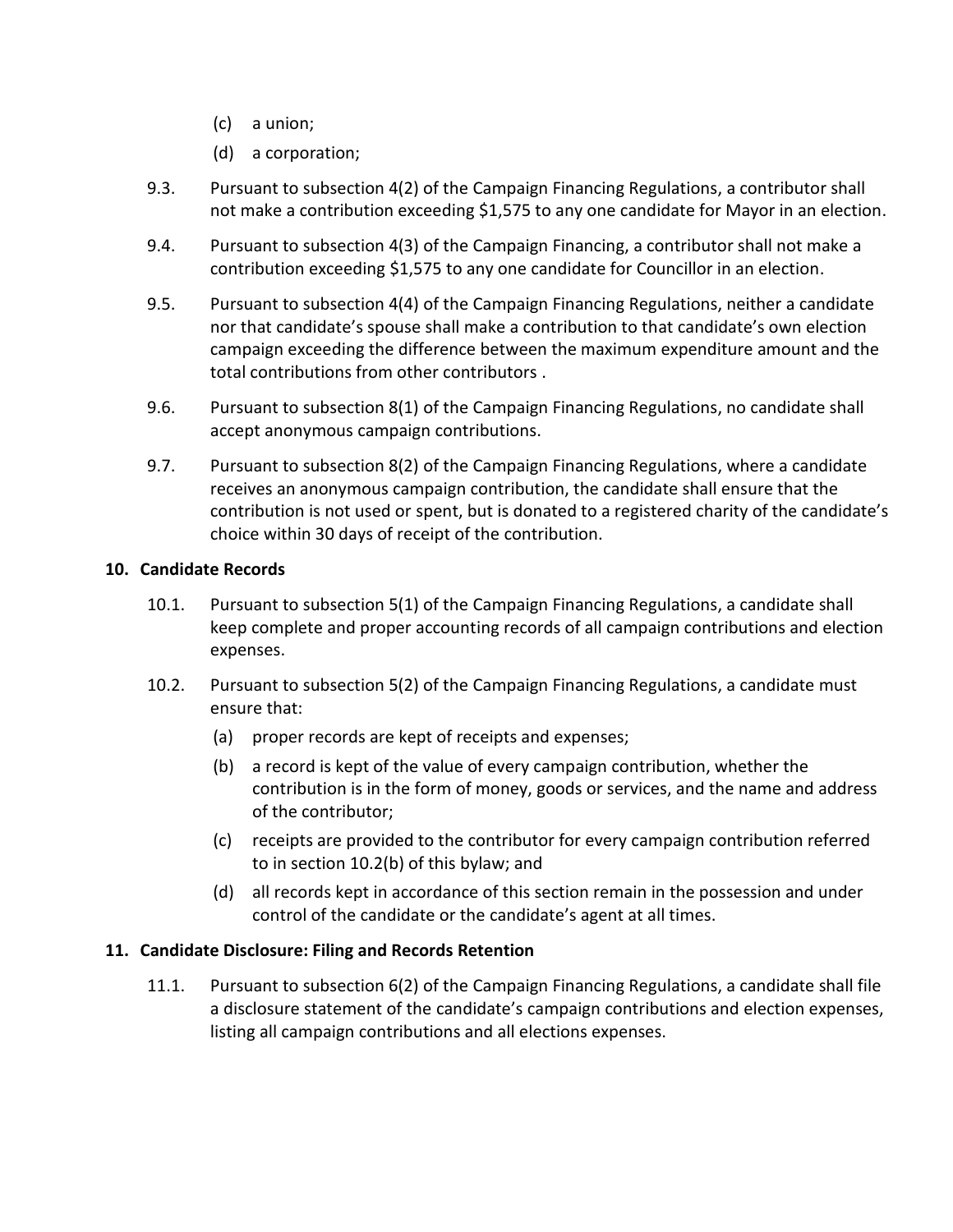(c) a union;

(d) a corporation;

9.3. Pursuant to subsection 4(2) of the Campaign Financing Regulations, a contributor shall not make a contribution exceeding $1,575 to any one candidate for Mayor in an election.

9.4. Pursuant to subsection 4(3) of the Campaign Financing, a contributor shall not make a contribution exceeding $1,575 to any one candidate for Councillor in an election.

9.5. Pursuant to subsection 4(4) of the Campaign Financing Regulations, neither a candidate nor that candidate's spouse shall make a contribution to that candidate's own election campaign exceeding the difference between the maximum expenditure amount and the total contributions from other contributors .

9.6. Pursuant to subsection 8(1) of the Campaign Financing Regulations, no candidate shall accept anonymous campaign contributions.

9.7. Pursuant to subsection 8(2) of the Campaign Financing Regulations, where a candidate receives an anonymous campaign contribution, the candidate shall ensure that the contribution is not used or spent, but is donated to a registered charity of the candidate's choice within 30 days of receipt of the contribution.

## 10. Candidate Records

10.1. Pursuant to subsection 5(1) of the Campaign Financing Regulations, a candidate shall keep complete and proper accounting records of all campaign contributions and election expenses.

10.2. Pursuant to subsection 5(2) of the Campaign Financing Regulations, a candidate must ensure that:

(a) proper records are kept of receipts and expenses;

(b) a record is kept of the value of every campaign contribution, whether the contribution is in the form of money, goods or services, and the name and address of the contributor;

(c) receipts are provided to the contributor for every campaign contribution referred to in section 10.2(b) of this bylaw; and

(d) all records kept in accordance of this section remain in the possession and under control of the candidate or the candidate's agent at all times.

## 11. Candidate Disclosure: Filing and Records Retention

11.1. Pursuant to subsection 6(2) of the Campaign Financing Regulations, a candidate shall file a disclosure statement of the candidate's campaign contributions and election expenses, listing all campaign contributions and all elections expenses.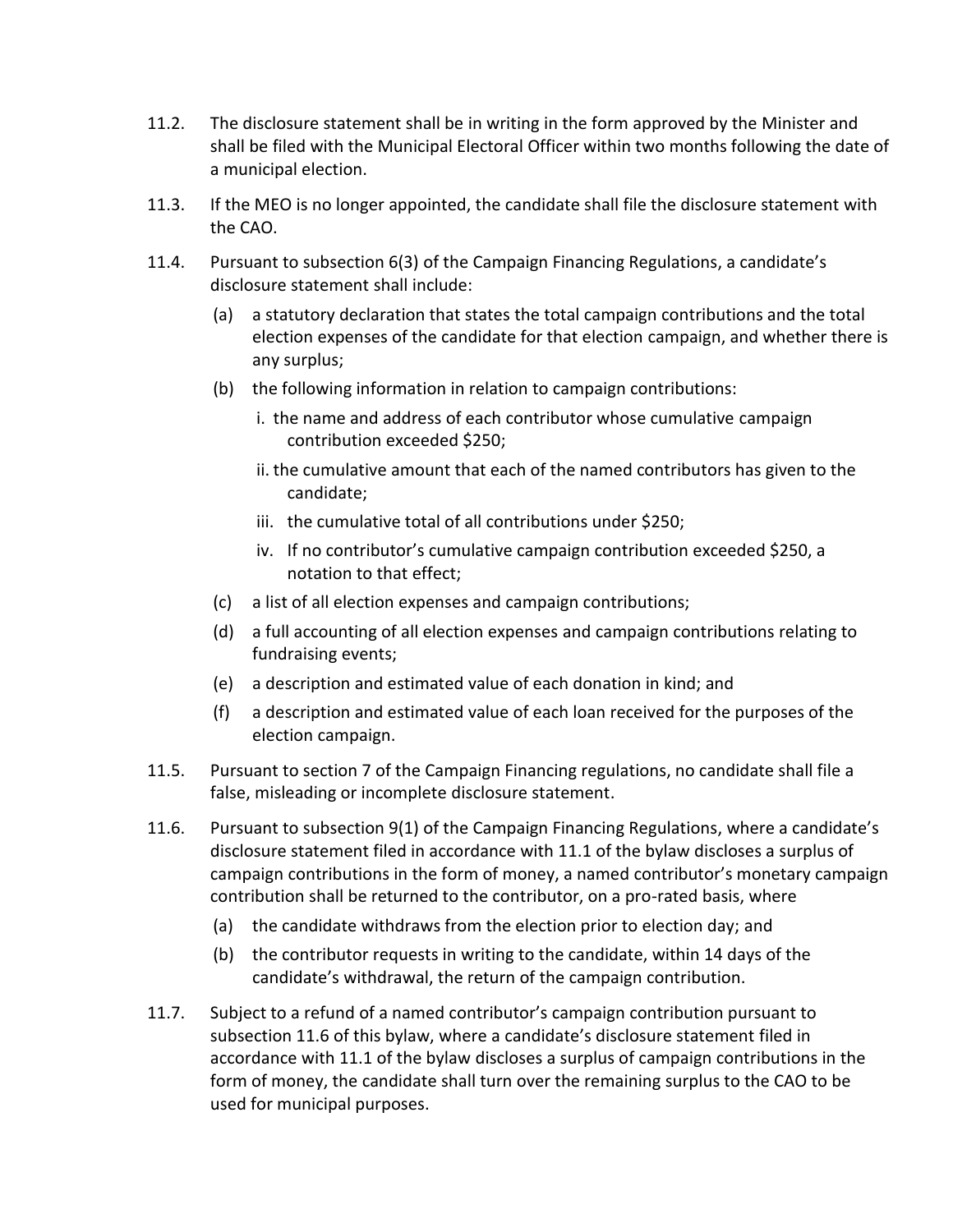11.2. The disclosure statement shall be in writing in the form approved by the Minister and shall be filed with the Municipal Electoral Officer within two months following the date of a municipal election.

11.3. If the MEO is no longer appointed, the candidate shall file the disclosure statement with the CAO.

11.4. Pursuant to subsection 6(3) of the Campaign Financing Regulations, a candidate's disclosure statement shall include:

- (a) a statutory declaration that states the total campaign contributions and the total election expenses of the candidate for that election campaign, and whether there is any surplus;
- (b) the following information in relation to campaign contributions:
  - i. the name and address of each contributor whose cumulative campaign contribution exceeded $250;
  - ii. the cumulative amount that each of the named contributors has given to the candidate;
  - iii. the cumulative total of all contributions under $250;
  - iv. If no contributor's cumulative campaign contribution exceeded $250, a notation to that effect;
- (c) a list of all election expenses and campaign contributions;
- (d) a full accounting of all election expenses and campaign contributions relating to fundraising events;
- (e) a description and estimated value of each donation in kind; and
- (f) a description and estimated value of each loan received for the purposes of the election campaign.

11.5. Pursuant to section 7 of the Campaign Financing regulations, no candidate shall file a false, misleading or incomplete disclosure statement.

11.6. Pursuant to subsection 9(1) of the Campaign Financing Regulations, where a candidate's disclosure statement filed in accordance with 11.1 of the bylaw discloses a surplus of campaign contributions in the form of money, a named contributor's monetary campaign contribution shall be returned to the contributor, on a pro-rated basis, where

- (a) the candidate withdraws from the election prior to election day; and
- (b) the contributor requests in writing to the candidate, within 14 days of the candidate's withdrawal, the return of the campaign contribution.

11.7. Subject to a refund of a named contributor's campaign contribution pursuant to subsection 11.6 of this bylaw, where a candidate's disclosure statement filed in accordance with 11.1 of the bylaw discloses a surplus of campaign contributions in the form of money, the candidate shall turn over the remaining surplus to the CAO to be used for municipal purposes.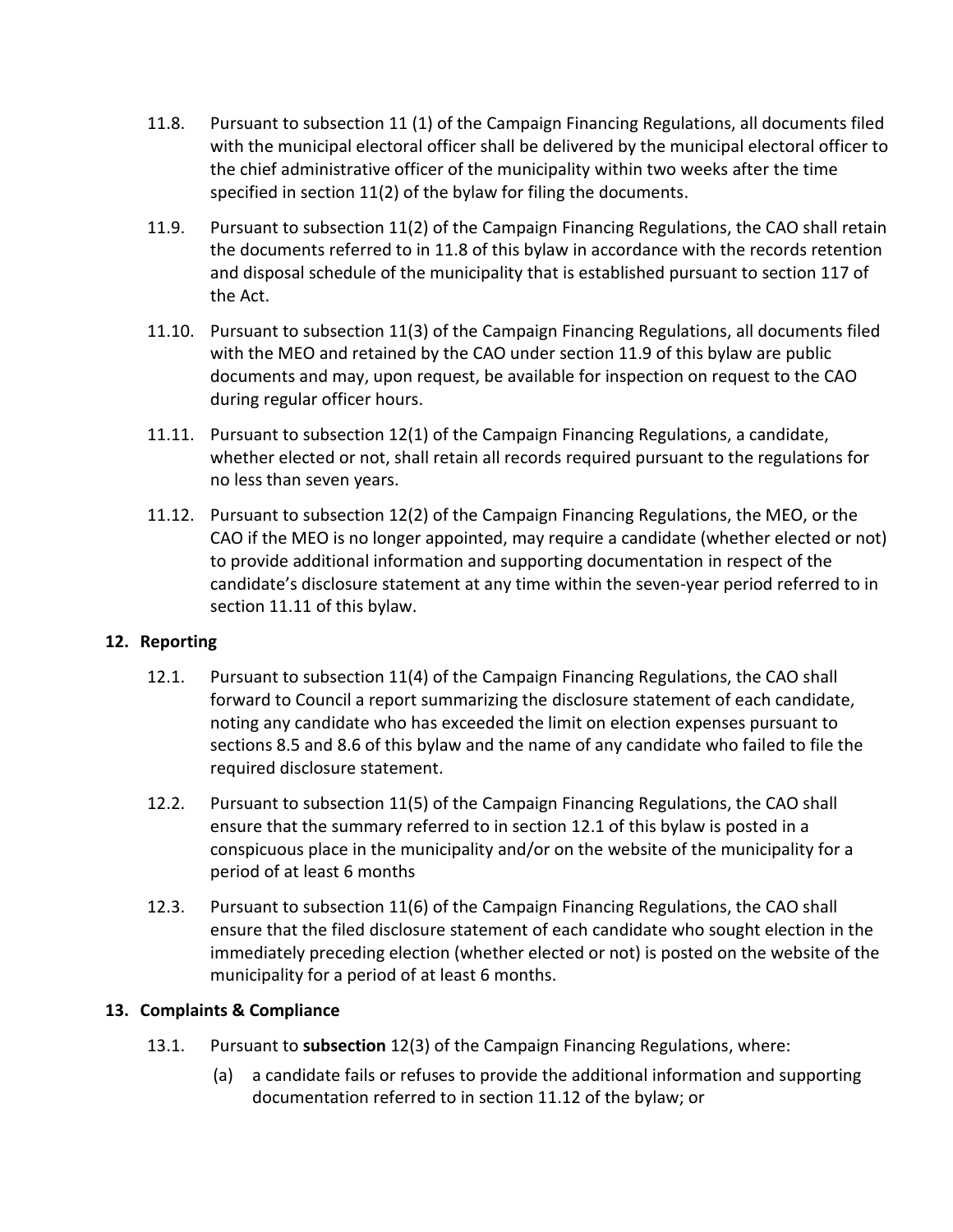11.8. Pursuant to subsection 11 (1) of the Campaign Financing Regulations, all documents filed with the municipal electoral officer shall be delivered by the municipal electoral officer to the chief administrative officer of the municipality within two weeks after the time specified in section 11(2) of the bylaw for filing the documents.

11.9. Pursuant to subsection 11(2) of the Campaign Financing Regulations, the CAO shall retain the documents referred to in 11.8 of this bylaw in accordance with the records retention and disposal schedule of the municipality that is established pursuant to section 117 of the Act.

11.10. Pursuant to subsection 11(3) of the Campaign Financing Regulations, all documents filed with the MEO and retained by the CAO under section 11.9 of this bylaw are public documents and may, upon request, be available for inspection on request to the CAO during regular officer hours.

11.11. Pursuant to subsection 12(1) of the Campaign Financing Regulations, a candidate, whether elected or not, shall retain all records required pursuant to the regulations for no less than seven years.

11.12. Pursuant to subsection 12(2) of the Campaign Financing Regulations, the MEO, or the CAO if the MEO is no longer appointed, may require a candidate (whether elected or not) to provide additional information and supporting documentation in respect of the candidate's disclosure statement at any time within the seven-year period referred to in section 11.11 of this bylaw.

## 12. Reporting

12.1. Pursuant to subsection 11(4) of the Campaign Financing Regulations, the CAO shall forward to Council a report summarizing the disclosure statement of each candidate, noting any candidate who has exceeded the limit on election expenses pursuant to sections 8.5 and 8.6 of this bylaw and the name of any candidate who failed to file the required disclosure statement.

12.2. Pursuant to subsection 11(5) of the Campaign Financing Regulations, the CAO shall ensure that the summary referred to in section 12.1 of this bylaw is posted in a conspicuous place in the municipality and/or on the website of the municipality for a period of at least 6 months

12.3. Pursuant to subsection 11(6) of the Campaign Financing Regulations, the CAO shall ensure that the filed disclosure statement of each candidate who sought election in the immediately preceding election (whether elected or not) is posted on the website of the municipality for a period of at least 6 months.

## 13. Complaints & Compliance

13.1. Pursuant to **subsection** 12(3) of the Campaign Financing Regulations, where:

(a) a candidate fails or refuses to provide the additional information and supporting documentation referred to in section 11.12 of the bylaw; or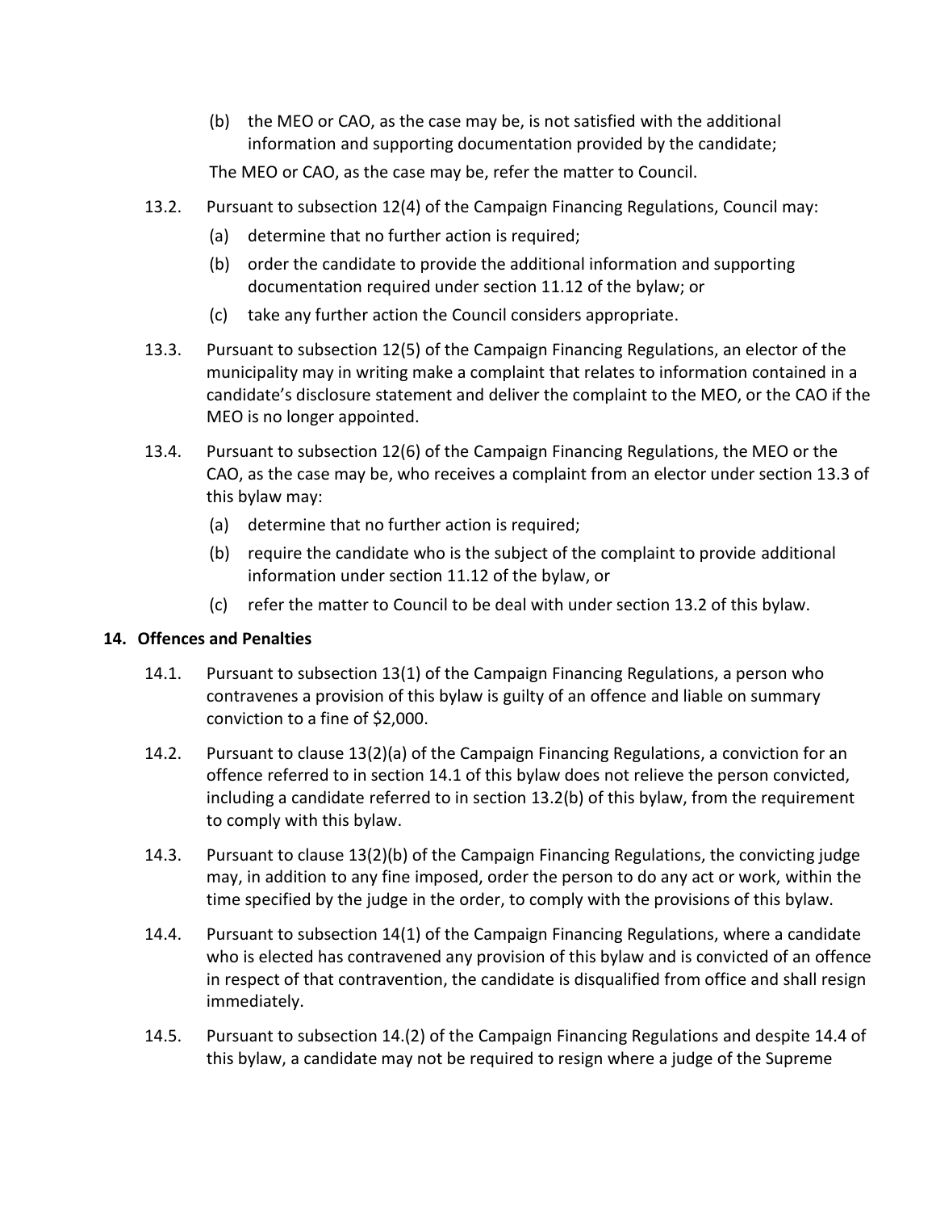(b) the MEO or CAO, as the case may be, is not satisfied with the additional information and supporting documentation provided by the candidate;

The MEO or CAO, as the case may be, refer the matter to Council.

13.2. Pursuant to subsection 12(4) of the Campaign Financing Regulations, Council may:

(a) determine that no further action is required;

(b) order the candidate to provide the additional information and supporting documentation required under section 11.12 of the bylaw; or

(c) take any further action the Council considers appropriate.

13.3. Pursuant to subsection 12(5) of the Campaign Financing Regulations, an elector of the municipality may in writing make a complaint that relates to information contained in a candidate's disclosure statement and deliver the complaint to the MEO, or the CAO if the MEO is no longer appointed.

13.4. Pursuant to subsection 12(6) of the Campaign Financing Regulations, the MEO or the CAO, as the case may be, who receives a complaint from an elector under section 13.3 of this bylaw may:

(a) determine that no further action is required;

(b) require the candidate who is the subject of the complaint to provide additional information under section 11.12 of the bylaw, or

(c) refer the matter to Council to be deal with under section 13.2 of this bylaw.

## 14. Offences and Penalties

14.1. Pursuant to subsection 13(1) of the Campaign Financing Regulations, a person who contravenes a provision of this bylaw is guilty of an offence and liable on summary conviction to a fine of $2,000.

14.2. Pursuant to clause 13(2)(a) of the Campaign Financing Regulations, a conviction for an offence referred to in section 14.1 of this bylaw does not relieve the person convicted, including a candidate referred to in section 13.2(b) of this bylaw, from the requirement to comply with this bylaw.

14.3. Pursuant to clause 13(2)(b) of the Campaign Financing Regulations, the convicting judge may, in addition to any fine imposed, order the person to do any act or work, within the time specified by the judge in the order, to comply with the provisions of this bylaw.

14.4. Pursuant to subsection 14(1) of the Campaign Financing Regulations, where a candidate who is elected has contravened any provision of this bylaw and is convicted of an offence in respect of that contravention, the candidate is disqualified from office and shall resign immediately.

14.5. Pursuant to subsection 14.(2) of the Campaign Financing Regulations and despite 14.4 of this bylaw, a candidate may not be required to resign where a judge of the Supreme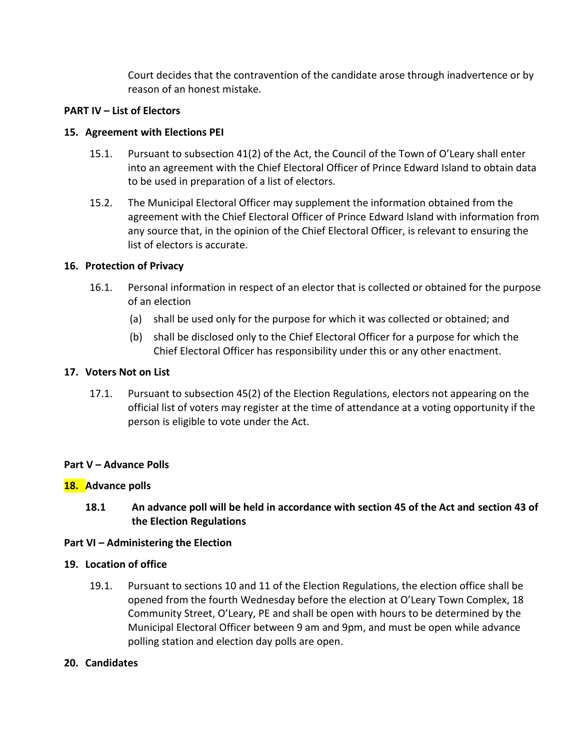Court decides that the contravention of the candidate arose through inadvertence or by reason of an honest mistake.

**PART IV – List of Electors**

**15. Agreement with Elections PEI**

15.1. Pursuant to subsection 41(2) of the Act, the Council of the Town of O'Leary shall enter into an agreement with the Chief Electoral Officer of Prince Edward Island to obtain data to be used in preparation of a list of electors.

15.2. The Municipal Electoral Officer may supplement the information obtained from the agreement with the Chief Electoral Officer of Prince Edward Island with information from any source that, in the opinion of the Chief Electoral Officer, is relevant to ensuring the list of electors is accurate.

**16. Protection of Privacy**

16.1. Personal information in respect of an elector that is collected or obtained for the purpose of an election

(a) shall be used only for the purpose for which it was collected or obtained; and

(b) shall be disclosed only to the Chief Electoral Officer for a purpose for which the Chief Electoral Officer has responsibility under this or any other enactment.

**17. Voters Not on List**

17.1. Pursuant to subsection 45(2) of the Election Regulations, electors not appearing on the official list of voters may register at the time of attendance at a voting opportunity if the person is eligible to vote under the Act.

**Part V – Advance Polls**

**18. Advance polls**

**18.1 An advance poll will be held in accordance with section 45 of the Act and section 43 of the Election Regulations**

**Part VI – Administering the Election**

**19. Location of office**

19.1. Pursuant to sections 10 and 11 of the Election Regulations, the election office shall be opened from the fourth Wednesday before the election at O'Leary Town Complex, 18 Community Street, O'Leary, PE and shall be open with hours to be determined by the Municipal Electoral Officer between 9 am and 9pm, and must be open while advance polling station and election day polls are open.

**20. Candidates**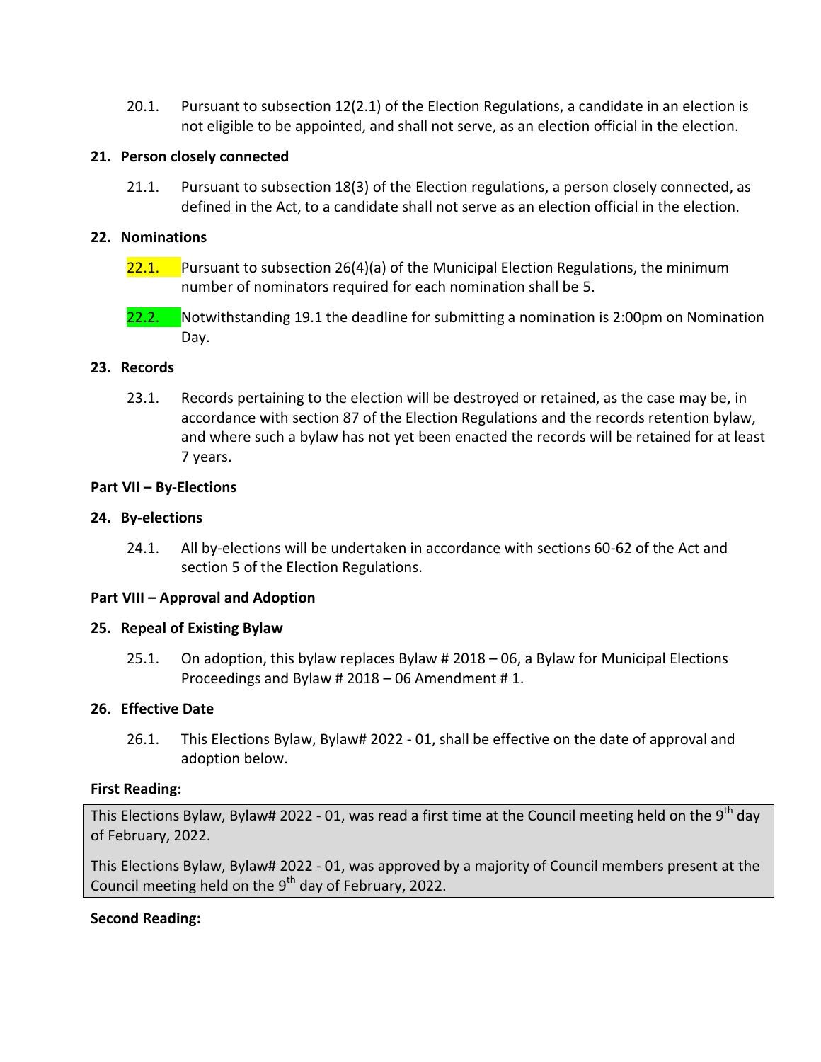20.1. Pursuant to subsection 12(2.1) of the Election Regulations, a candidate in an election is not eligible to be appointed, and shall not serve, as an election official in the election.

**21. Person closely connected**

21.1. Pursuant to subsection 18(3) of the Election regulations, a person closely connected, as defined in the Act, to a candidate shall not serve as an election official in the election.

**22. Nominations**

22.1. Pursuant to subsection 26(4)(a) of the Municipal Election Regulations, the minimum number of nominators required for each nomination shall be 5.

22.2. Notwithstanding 19.1 the deadline for submitting a nomination is 2:00pm on Nomination Day.

**23. Records**

23.1. Records pertaining to the election will be destroyed or retained, as the case may be, in accordance with section 87 of the Election Regulations and the records retention bylaw, and where such a bylaw has not yet been enacted the records will be retained for at least 7 years.

**Part VII – By-Elections**

**24. By-elections**

24.1. All by-elections will be undertaken in accordance with sections 60-62 of the Act and section 5 of the Election Regulations.

**Part VIII – Approval and Adoption**

**25. Repeal of Existing Bylaw**

25.1. On adoption, this bylaw replaces Bylaw # 2018 – 06, a Bylaw for Municipal Elections Proceedings and Bylaw # 2018 – 06 Amendment # 1.

**26. Effective Date**

26.1. This Elections Bylaw, Bylaw# 2022 - 01, shall be effective on the date of approval and adoption below.

**First Reading:**

This Elections Bylaw, Bylaw# 2022 - 01, was read a first time at the Council meeting held on the 9th day of February, 2022.

This Elections Bylaw, Bylaw# 2022 - 01, was approved by a majority of Council members present at the Council meeting held on the 9th day of February, 2022.

**Second Reading:**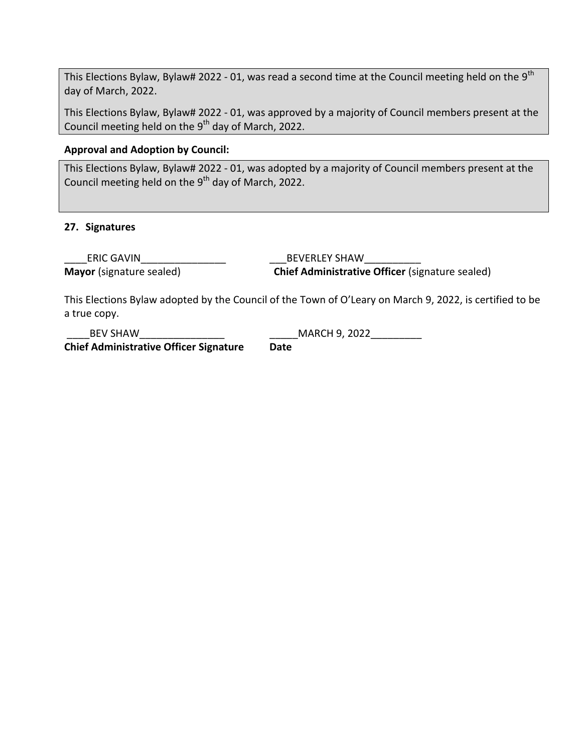This Elections Bylaw, Bylaw# 2022 - 01, was read a second time at the Council meeting held on the 9th day of March, 2022.

This Elections Bylaw, Bylaw# 2022 - 01, was approved by a majority of Council members present at the Council meeting held on the 9th day of March, 2022.

**Approval and Adoption by Council:**

This Elections Bylaw, Bylaw# 2022 - 01, was adopted by a majority of Council members present at the Council meeting held on the 9th day of March, 2022.

**27. Signatures**

____ERIC GAVIN_______________ ___BEVERLEY SHAW__________

**Mayor** (signature sealed) **Chief Administrative Officer** (signature sealed)

This Elections Bylaw adopted by the Council of the Town of O'Leary on March 9, 2022, is certified to be a true copy.

____BEV SHAW_______________ _____MARCH 9, 2022_________

**Chief Administrative Officer Signature** **Date**